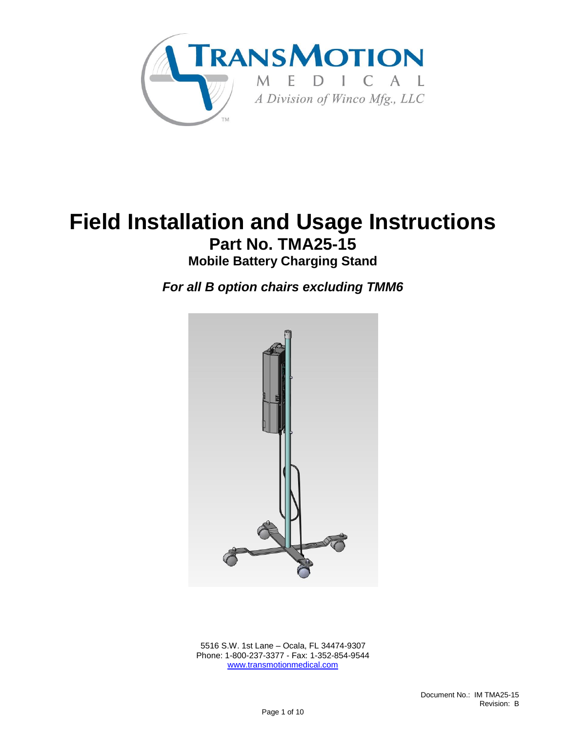# Field Installation and Usage Instructions

## Part No. TMA25-15

### Mobile Battery Charging Stand

***For all B option chairs excluding TMM6***

5516 S.W. 1st Lane – Ocala, FL 34474-9307
Phone: 1-800-237-3377 - Fax: 1-352-854-9544
www.transmotionmedical.com

Document No.: IM TMA25-15
Revision: B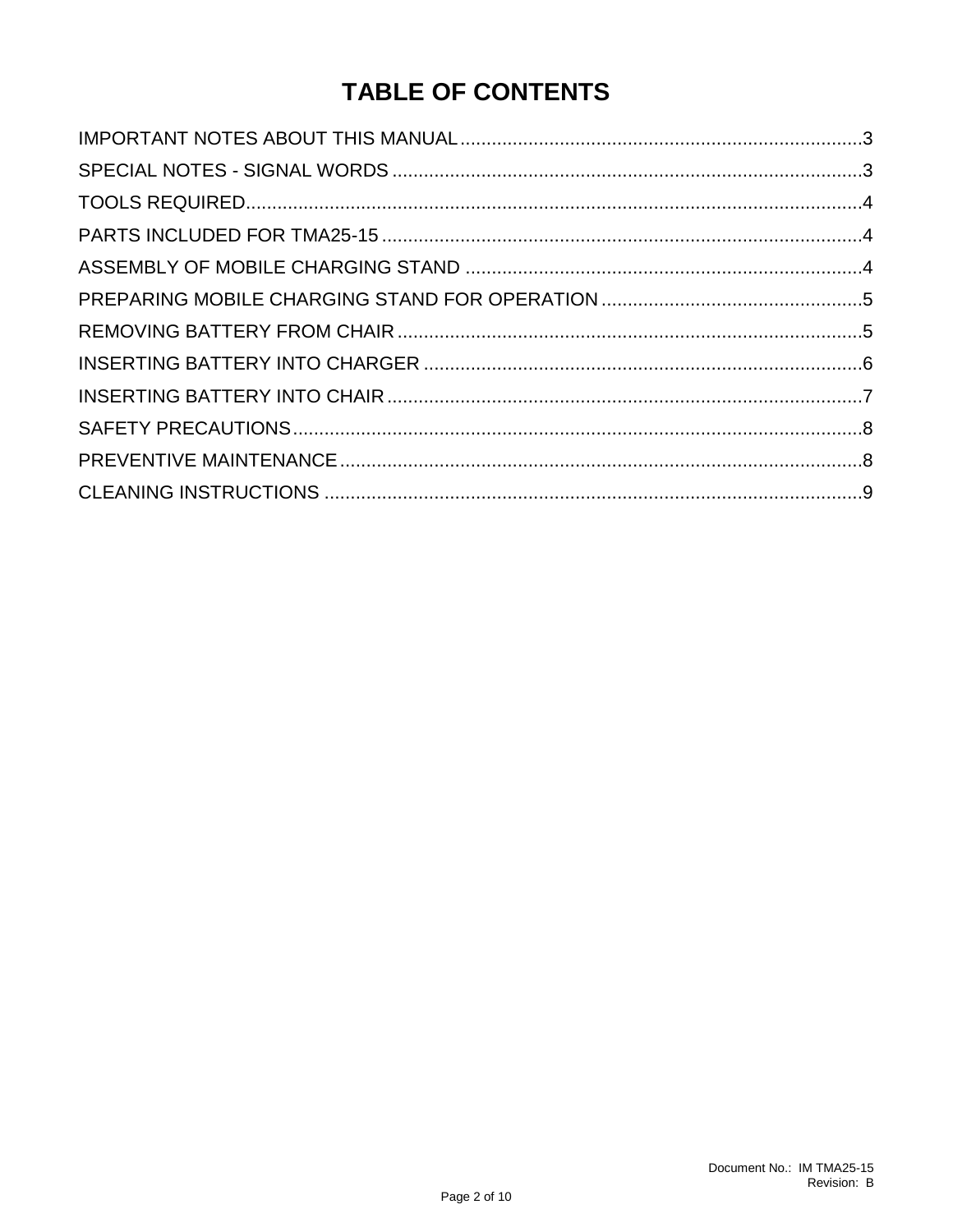# TABLE OF CONTENTS

IMPORTANT NOTES ABOUT THIS MANUAL ............................................................................3
SPECIAL NOTES - SIGNAL WORDS ..............................................................................3
TOOLS REQUIRED.....................................................................................................4
PARTS INCLUDED FOR TMA25-15 ..............................................................................4
ASSEMBLY OF MOBILE CHARGING STAND ..................................................................4
PREPARING MOBILE CHARGING STAND FOR OPERATION ...............................................5
REMOVING BATTERY FROM CHAIR ............................................................................5
INSERTING BATTERY INTO CHARGER ........................................................................6
INSERTING BATTERY INTO CHAIR ..............................................................................7
SAFETY PRECAUTIONS..............................................................................................8
PREVENTIVE MAINTENANCE.......................................................................................8
CLEANING INSTRUCTIONS .........................................................................................9

Document No.: IM TMA25-15
Revision: B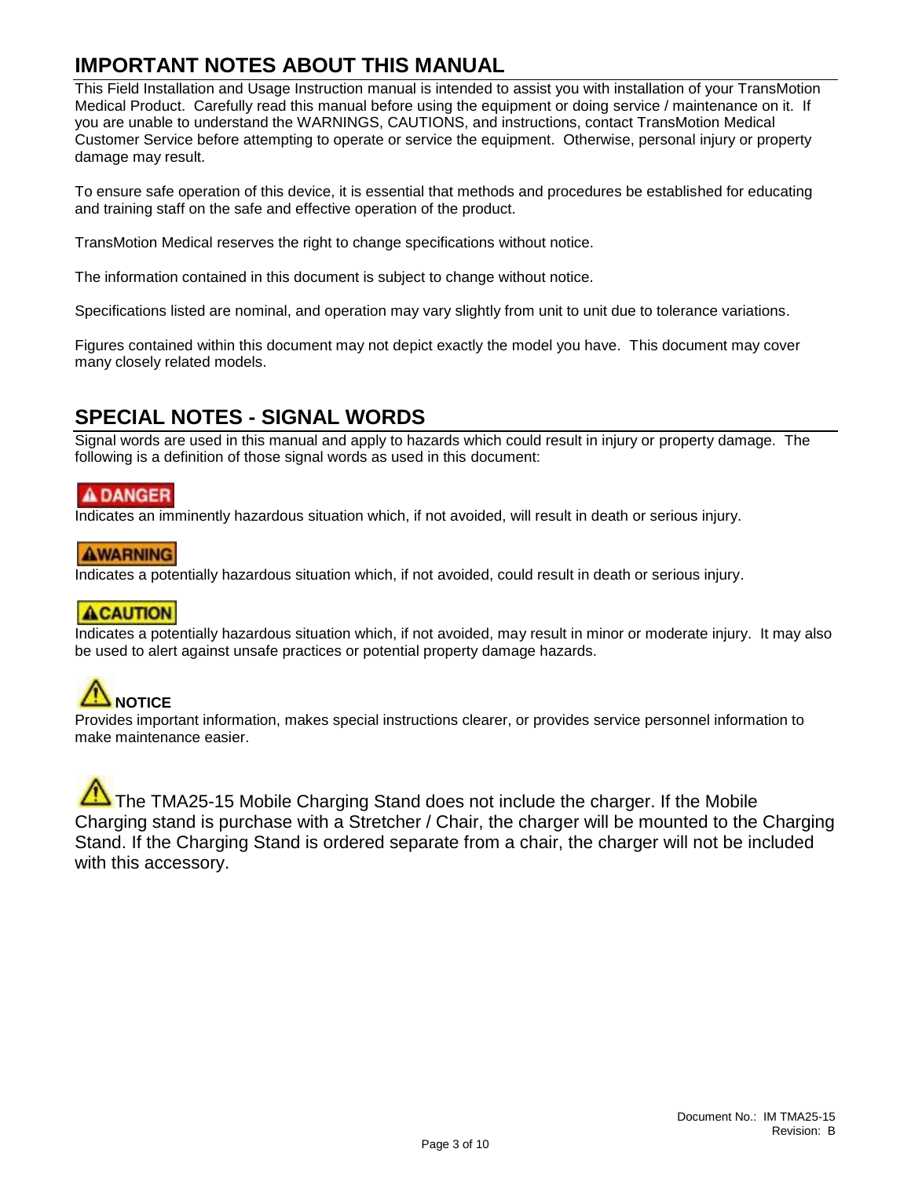## IMPORTANT NOTES ABOUT THIS MANUAL

This Field Installation and Usage Instruction manual is intended to assist you with installation of your TransMotion Medical Product. Carefully read this manual before using the equipment or doing service / maintenance on it. If you are unable to understand the WARNINGS, CAUTIONS, and instructions, contact TransMotion Medical Customer Service before attempting to operate or service the equipment. Otherwise, personal injury or property damage may result.

To ensure safe operation of this device, it is essential that methods and procedures be established for educating and training staff on the safe and effective operation of the product.

TransMotion Medical reserves the right to change specifications without notice.

The information contained in this document is subject to change without notice.

Specifications listed are nominal, and operation may vary slightly from unit to unit due to tolerance variations.

Figures contained within this document may not depict exactly the model you have. This document may cover many closely related models.

## SPECIAL NOTES - SIGNAL WORDS

Signal words are used in this manual and apply to hazards which could result in injury or property damage. The following is a definition of those signal words as used in this document:

**⚠ DANGER**

Indicates an imminently hazardous situation which, if not avoided, will result in death or serious injury.

**⚠WARNING**

Indicates a potentially hazardous situation which, if not avoided, could result in death or serious injury.

**⚠CAUTION**

Indicates a potentially hazardous situation which, if not avoided, may result in minor or moderate injury. It may also be used to alert against unsafe practices or potential property damage hazards.

⚠ **NOTICE**

Provides important information, makes special instructions clearer, or provides service personnel information to make maintenance easier.

⚠ The TMA25-15 Mobile Charging Stand does not include the charger. If the Mobile Charging stand is purchase with a Stretcher / Chair, the charger will be mounted to the Charging Stand. If the Charging Stand is ordered separate from a chair, the charger will not be included with this accessory.

Document No.: IM TMA25-15
Revision: B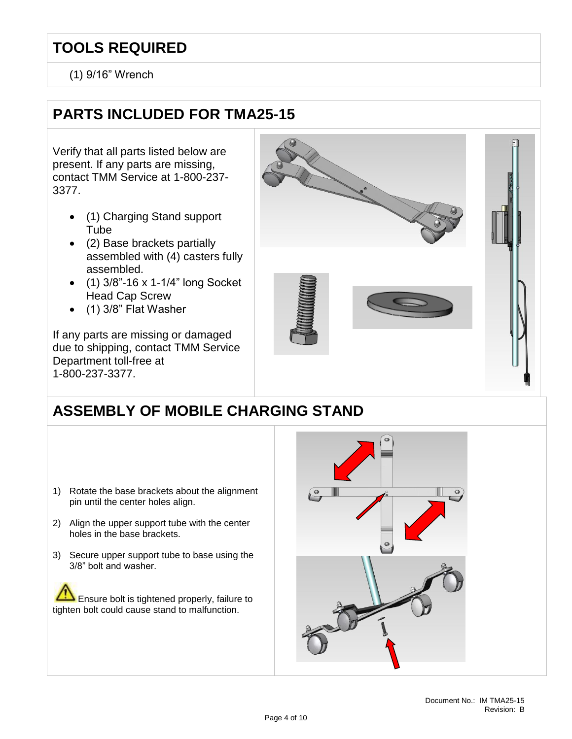## TOOLS REQUIRED

(1) 9/16" Wrench

## PARTS INCLUDED FOR TMA25-15

Verify that all parts listed below are present. If any parts are missing, contact TMM Service at 1-800-237-3377.

- (1) Charging Stand support Tube
- (2) Base brackets partially assembled with (4) casters fully assembled.
- (1) 3/8"-16 x 1-1/4" long Socket Head Cap Screw
- (1) 3/8" Flat Washer

If any parts are missing or damaged due to shipping, contact TMM Service Department toll-free at 1-800-237-3377.

## ASSEMBLY OF MOBILE CHARGING STAND

1) Rotate the base brackets about the alignment pin until the center holes align.
2) Align the upper support tube with the center holes in the base brackets.
3) Secure upper support tube to base using the 3/8" bolt and washer.

⚠ Ensure bolt is tightened properly, failure to tighten bolt could cause stand to malfunction.

Document No.: IM TMA25-15
Revision: B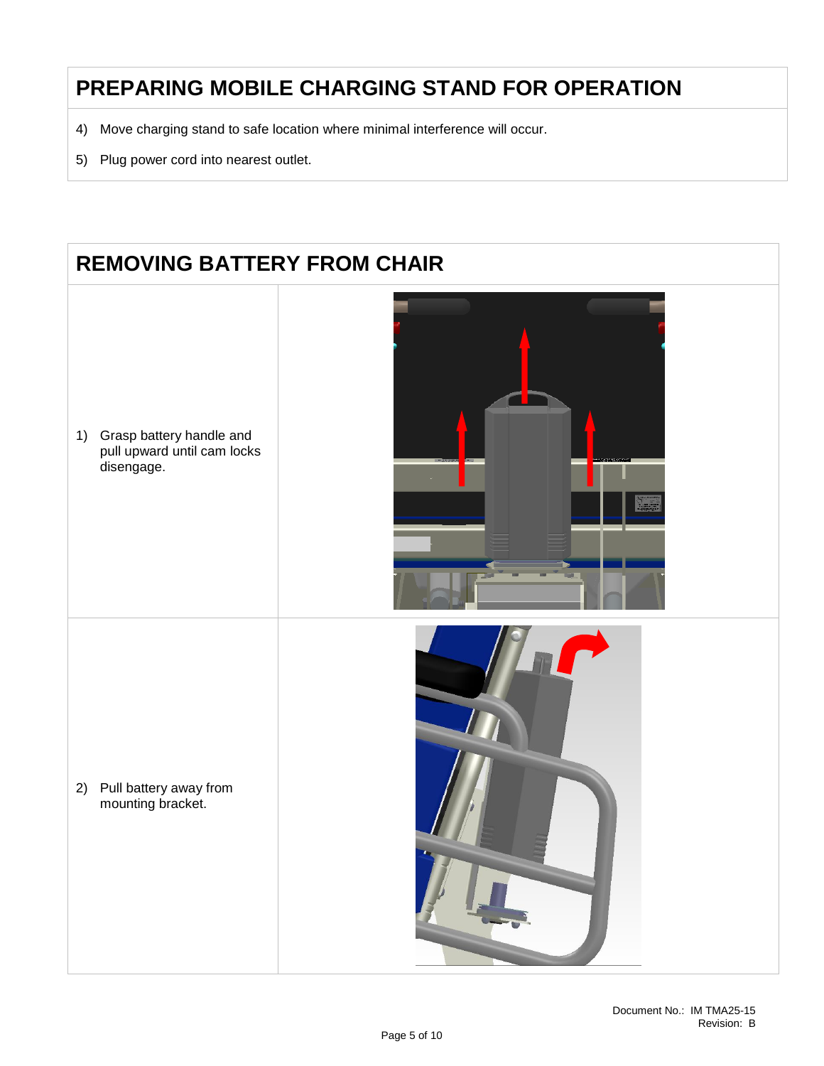## PREPARING MOBILE CHARGING STAND FOR OPERATION

4) Move charging stand to safe location where minimal interference will occur.

5) Plug power cord into nearest outlet.

## REMOVING BATTERY FROM CHAIR

| | |
|---|---|
| 1) Grasp battery handle and pull upward until cam locks disengage. | |
| 2) Pull battery away from mounting bracket. | |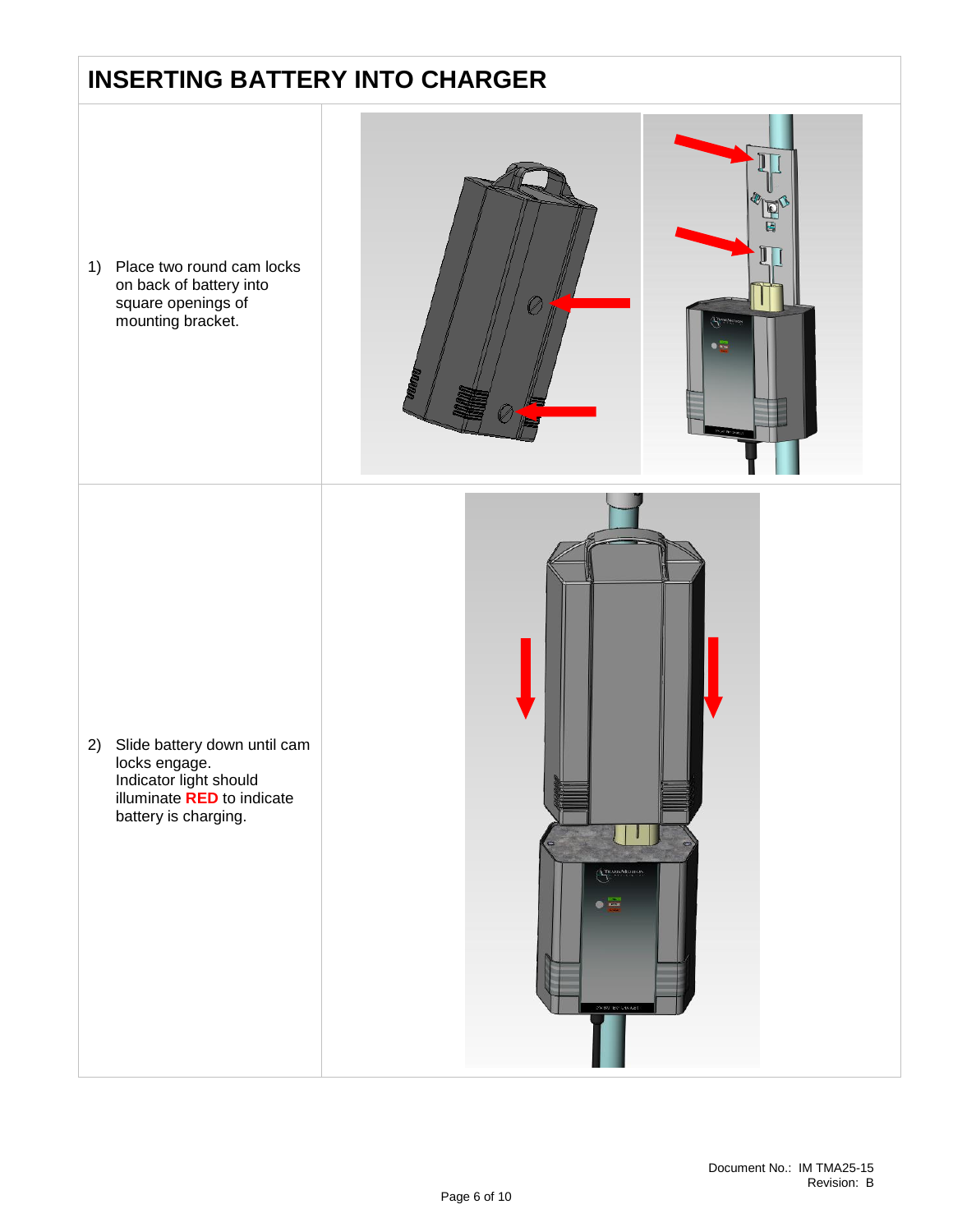# INSERTING BATTERY INTO CHARGER

1) Place two round cam locks on back of battery into square openings of mounting bracket.

2) Slide battery down until cam locks engage.
   Indicator light should illuminate **RED** to indicate battery is charging.

Document No.: IM TMA25-15
Revision: B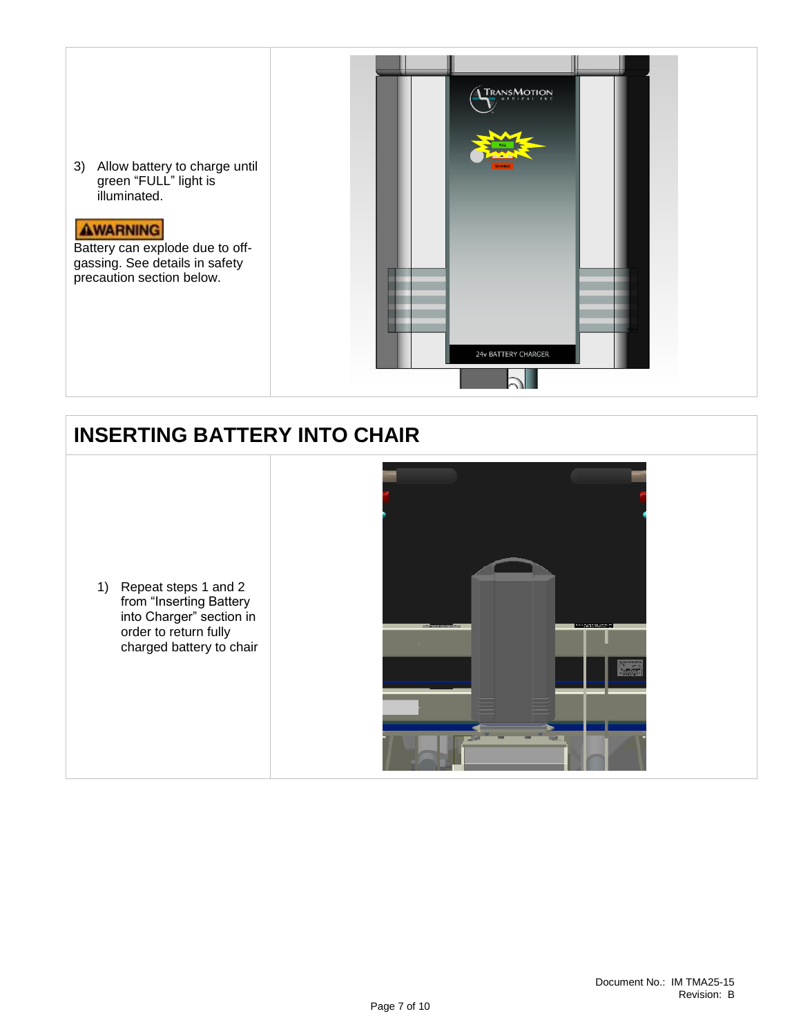3) Allow battery to charge until green “FULL” light is illuminated.

**⚠WARNING**

Battery can explode due to off-gassing. See details in safety precaution section below.

## INSERTING BATTERY INTO CHAIR

1) Repeat steps 1 and 2 from “Inserting Battery into Charger” section in order to return fully charged battery to chair

Document No.: IM TMA25-15
Revision: B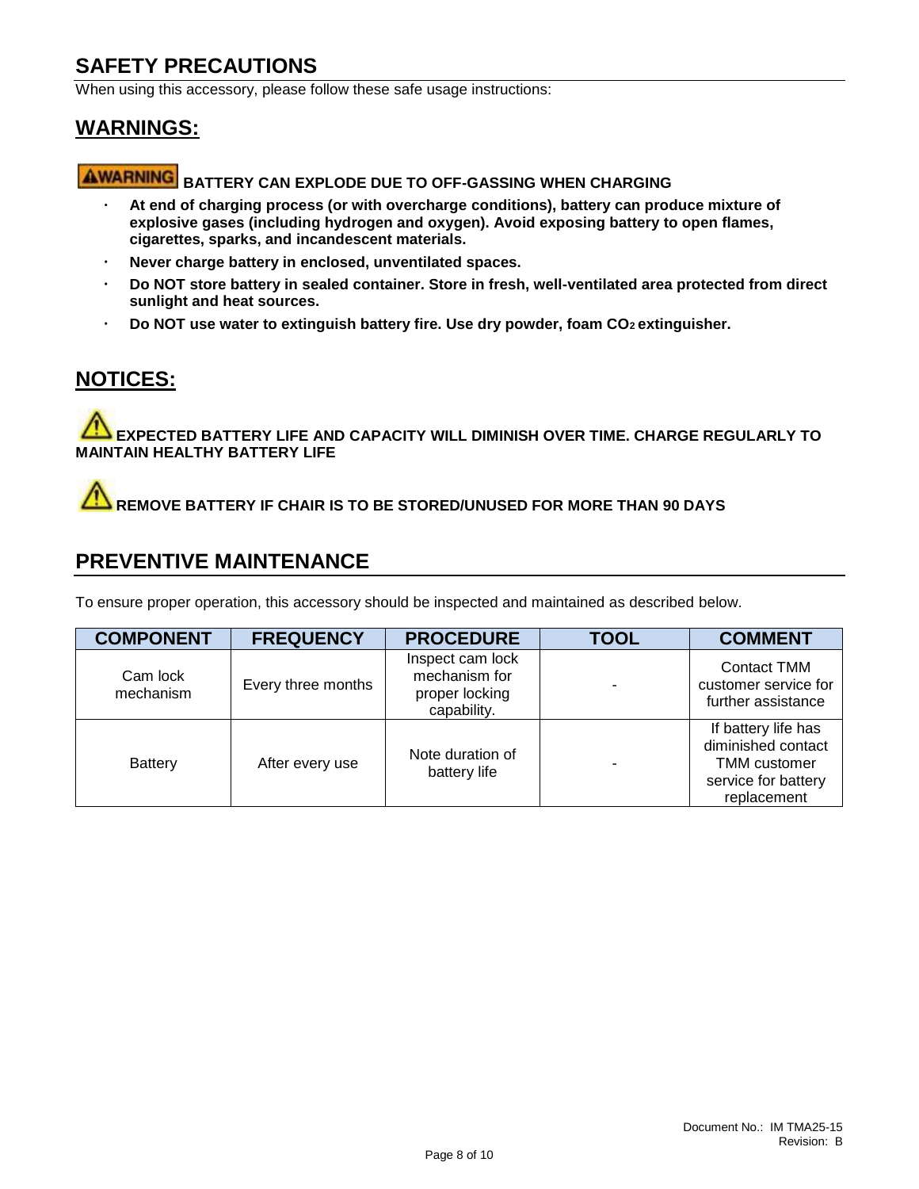## SAFETY PRECAUTIONS

When using this accessory, please follow these safe usage instructions:

## WARNINGS:

**⚠WARNING BATTERY CAN EXPLODE DUE TO OFF-GASSING WHEN CHARGING**

- **At end of charging process (or with overcharge conditions), battery can produce mixture of explosive gases (including hydrogen and oxygen). Avoid exposing battery to open flames, cigarettes, sparks, and incandescent materials.**
- **Never charge battery in enclosed, unventilated spaces.**
- **Do NOT store battery in sealed container. Store in fresh, well-ventilated area protected from direct sunlight and heat sources.**
- **Do NOT use water to extinguish battery fire. Use dry powder, foam $CO_2$ extinguisher.**

## NOTICES:

**⚠ EXPECTED BATTERY LIFE AND CAPACITY WILL DIMINISH OVER TIME. CHARGE REGULARLY TO MAINTAIN HEALTHY BATTERY LIFE**

**⚠ REMOVE BATTERY IF CHAIR IS TO BE STORED/UNUSED FOR MORE THAN 90 DAYS**

## PREVENTIVE MAINTENANCE

To ensure proper operation, this accessory should be inspected and maintained as described below.

| COMPONENT | FREQUENCY | PROCEDURE | TOOL | COMMENT |
|---|---|---|---|---|
| Cam lock mechanism | Every three months | Inspect cam lock mechanism for proper locking capability. | - | Contact TMM customer service for further assistance |
| Battery | After every use | Note duration of battery life | - | If battery life has diminished contact TMM customer service for battery replacement |

Document No.: IM TMA25-15
Revision: B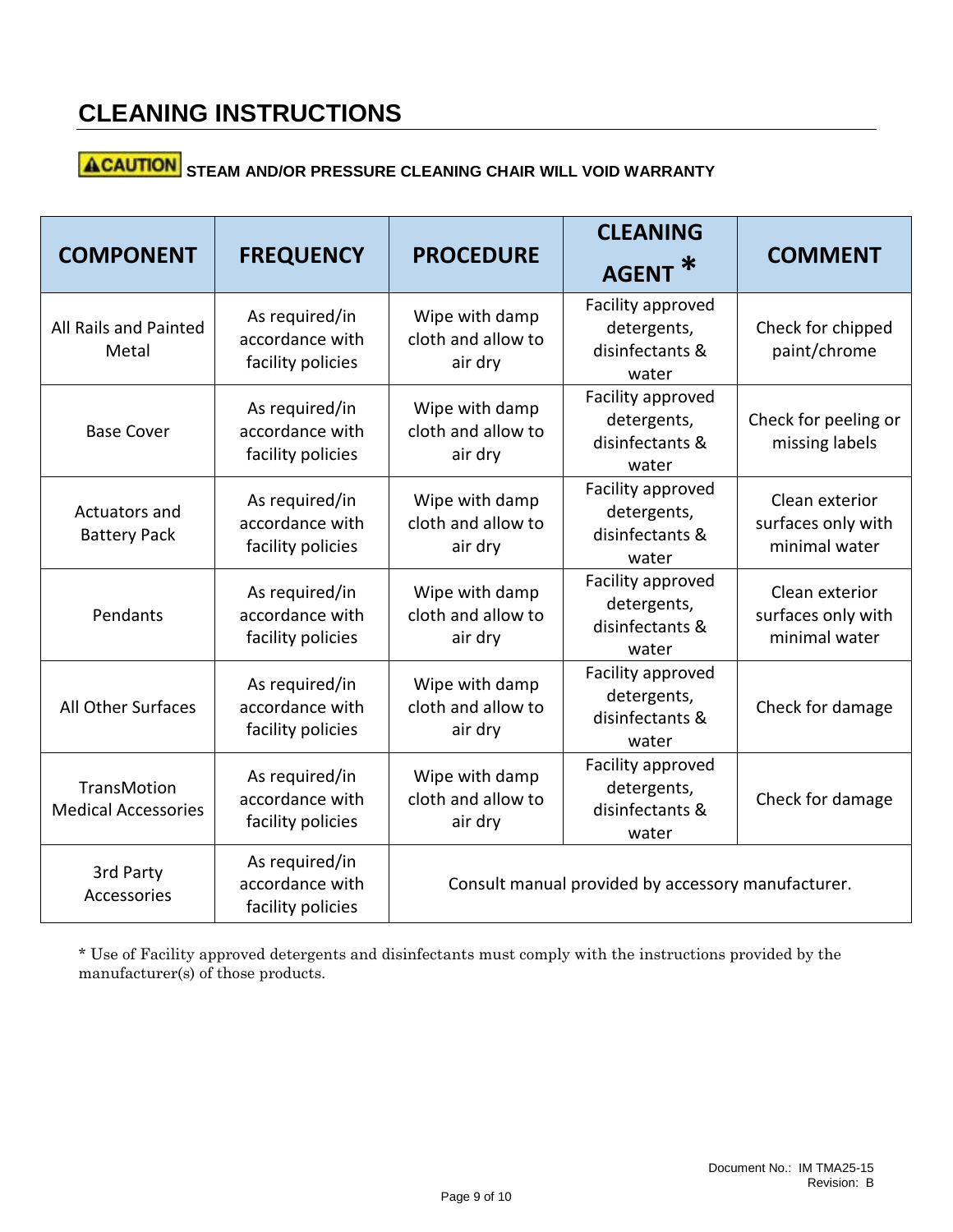# CLEANING INSTRUCTIONS

**CAUTION** **STEAM AND/OR PRESSURE CLEANING CHAIR WILL VOID WARRANTY**

| COMPONENT | FREQUENCY | PROCEDURE | CLEANING AGENT * | COMMENT |
|---|---|---|---|---|
| All Rails and Painted Metal | As required/in accordance with facility policies | Wipe with damp cloth and allow to air dry | Facility approved detergents, disinfectants & water | Check for chipped paint/chrome |
| Base Cover | As required/in accordance with facility policies | Wipe with damp cloth and allow to air dry | Facility approved detergents, disinfectants & water | Check for peeling or missing labels |
| Actuators and Battery Pack | As required/in accordance with facility policies | Wipe with damp cloth and allow to air dry | Facility approved detergents, disinfectants & water | Clean exterior surfaces only with minimal water |
| Pendants | As required/in accordance with facility policies | Wipe with damp cloth and allow to air dry | Facility approved detergents, disinfectants & water | Clean exterior surfaces only with minimal water |
| All Other Surfaces | As required/in accordance with facility policies | Wipe with damp cloth and allow to air dry | Facility approved detergents, disinfectants & water | Check for damage |
| TransMotion Medical Accessories | As required/in accordance with facility policies | Wipe with damp cloth and allow to air dry | Facility approved detergents, disinfectants & water | Check for damage |
| 3rd Party Accessories | As required/in accordance with facility policies | Consult manual provided by accessory manufacturer. | | |

* Use of Facility approved detergents and disinfectants must comply with the instructions provided by the manufacturer(s) of those products.

Document No.: IM TMA25-15
Revision: B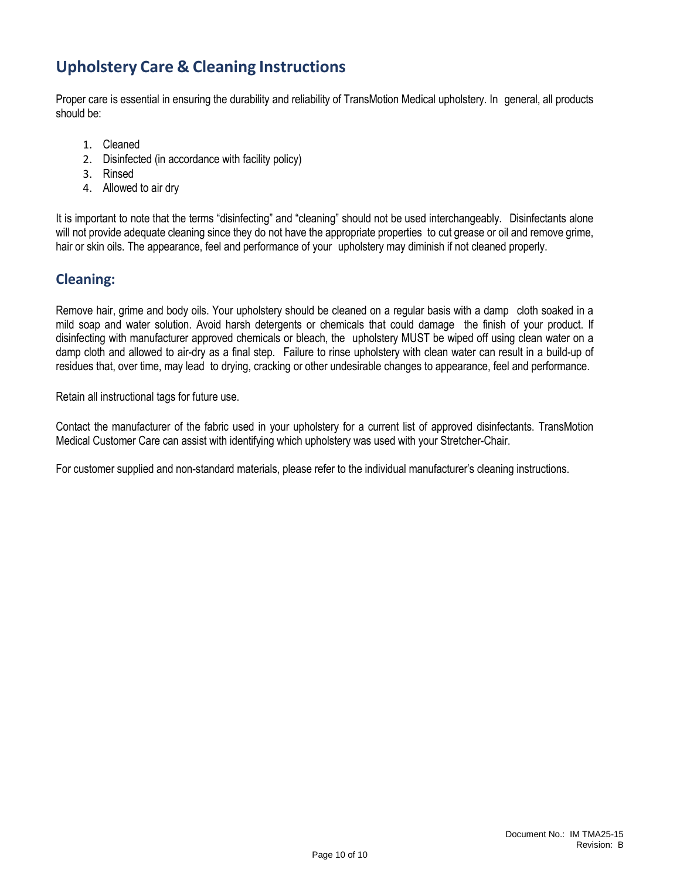## Upholstery Care & Cleaning Instructions

Proper care is essential in ensuring the durability and reliability of TransMotion Medical upholstery. In general, all products should be:

1. Cleaned
2. Disinfected (in accordance with facility policy)
3. Rinsed
4. Allowed to air dry

It is important to note that the terms "disinfecting" and "cleaning" should not be used interchangeably. Disinfectants alone will not provide adequate cleaning since they do not have the appropriate properties to cut grease or oil and remove grime, hair or skin oils. The appearance, feel and performance of your upholstery may diminish if not cleaned properly.

### Cleaning:

Remove hair, grime and body oils. Your upholstery should be cleaned on a regular basis with a damp cloth soaked in a mild soap and water solution. Avoid harsh detergents or chemicals that could damage the finish of your product. If disinfecting with manufacturer approved chemicals or bleach, the upholstery MUST be wiped off using clean water on a damp cloth and allowed to air-dry as a final step. Failure to rinse upholstery with clean water can result in a build-up of residues that, over time, may lead to drying, cracking or other undesirable changes to appearance, feel and performance.

Retain all instructional tags for future use.

Contact the manufacturer of the fabric used in your upholstery for a current list of approved disinfectants. TransMotion Medical Customer Care can assist with identifying which upholstery was used with your Stretcher-Chair.

For customer supplied and non-standard materials, please refer to the individual manufacturer's cleaning instructions.

Document No.: IM TMA25-15
Revision: B